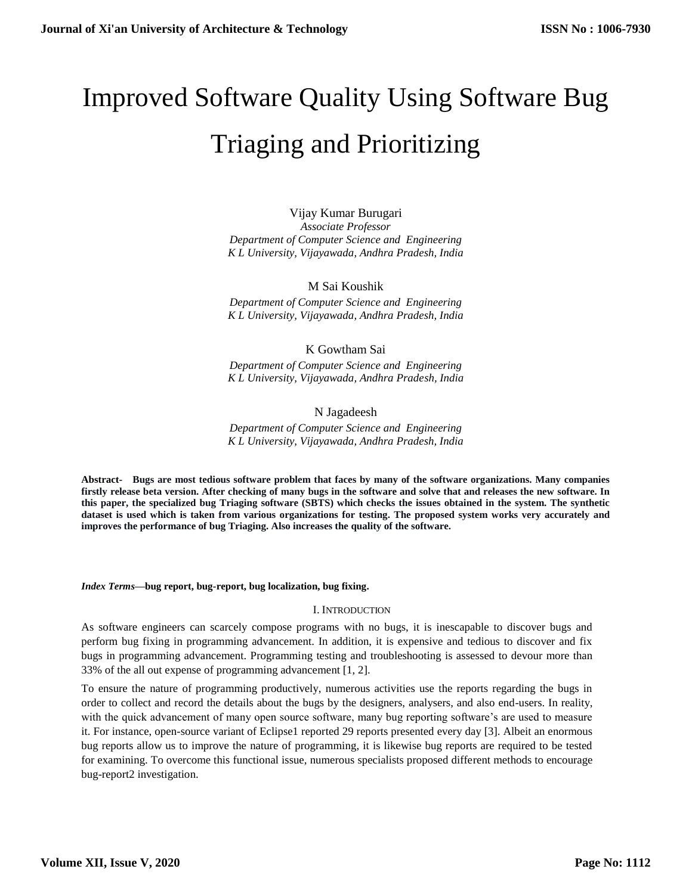# Improved Software Quality Using Software Bug Triaging and Prioritizing

Vijay Kumar Burugari
*Associate Professor*
*Department of Computer Science and Engineering*
*K L University, Vijayawada, Andhra Pradesh, India*

M Sai Koushik
*Department of Computer Science and Engineering*
*K L University, Vijayawada, Andhra Pradesh, India*

K Gowtham Sai
*Department of Computer Science and Engineering*
*K L University, Vijayawada, Andhra Pradesh, India*

N Jagadeesh
*Department of Computer Science and Engineering*
*K L University, Vijayawada, Andhra Pradesh, India*

**Abstract- Bugs are most tedious software problem that faces by many of the software organizations. Many companies firstly release beta version. After checking of many bugs in the software and solve that and releases the new software. In this paper, the specialized bug Triaging software (SBTS) which checks the issues obtained in the system. The synthetic dataset is used which is taken from various organizations for testing. The proposed system works very accurately and improves the performance of bug Triaging. Also increases the quality of the software.**

***Index Terms*—bug report, bug-report, bug localization, bug fixing.**

## I. Introduction

As software engineers can scarcely compose programs with no bugs, it is inescapable to discover bugs and perform bug fixing in programming advancement. In addition, it is expensive and tedious to discover and fix bugs in programming advancement. Programming testing and troubleshooting is assessed to devour more than 33% of the all out expense of programming advancement [1, 2].

To ensure the nature of programming productively, numerous activities use the reports regarding the bugs in order to collect and record the details about the bugs by the designers, analysers, and also end-users. In reality, with the quick advancement of many open source software, many bug reporting software's are used to measure it. For instance, open-source variant of Eclipse1 reported 29 reports presented every day [3]. Albeit an enormous bug reports allow us to improve the nature of programming, it is likewise bug reports are required to be tested for examining. To overcome this functional issue, numerous specialists proposed different methods to encourage bug-report2 investigation.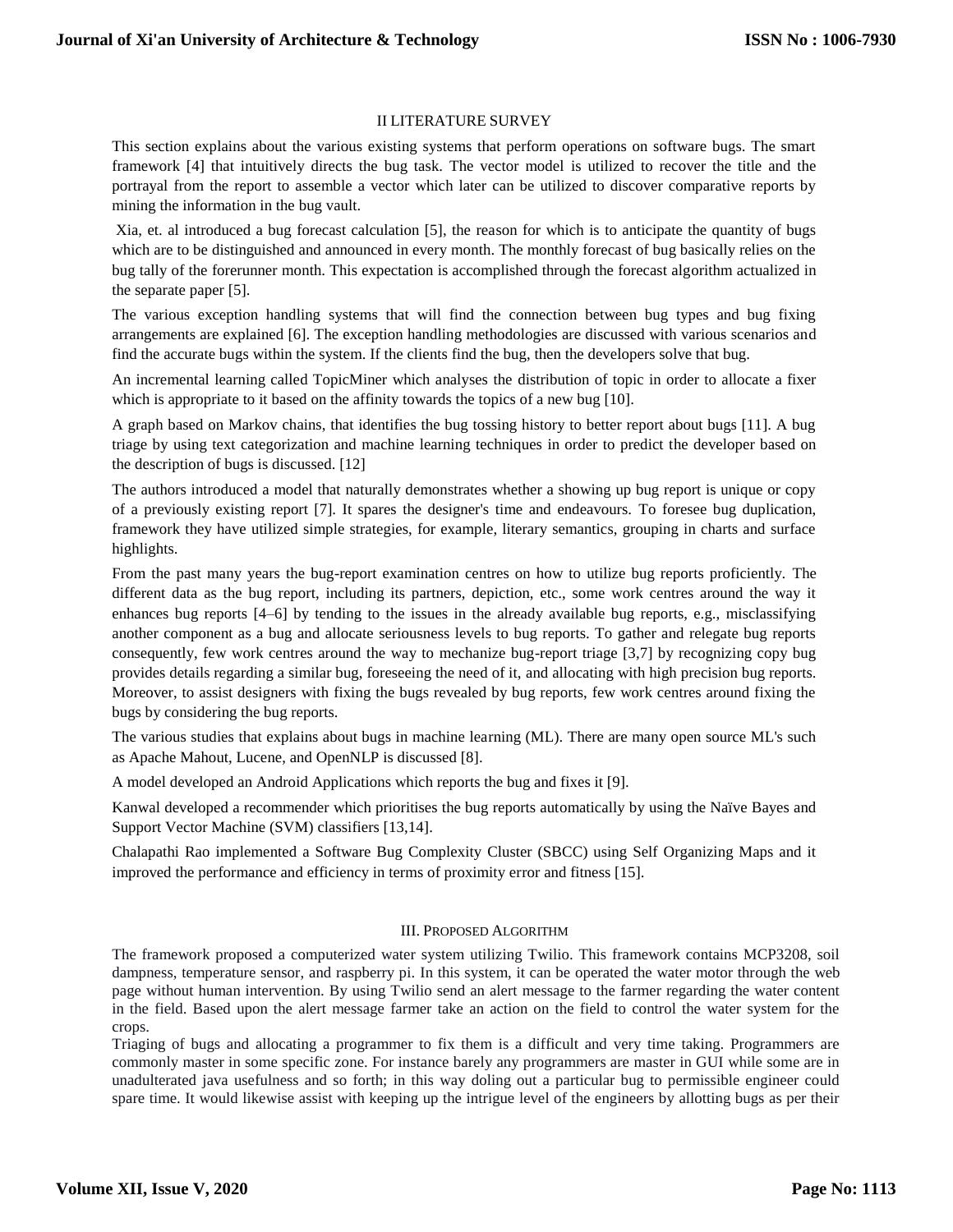## II LITERATURE SURVEY

This section explains about the various existing systems that perform operations on software bugs. The smart framework [4] that intuitively directs the bug task. The vector model is utilized to recover the title and the portrayal from the report to assemble a vector which later can be utilized to discover comparative reports by mining the information in the bug vault.

Xia, et. al introduced a bug forecast calculation [5], the reason for which is to anticipate the quantity of bugs which are to be distinguished and announced in every month. The monthly forecast of bug basically relies on the bug tally of the forerunner month. This expectation is accomplished through the forecast algorithm actualized in the separate paper [5].

The various exception handling systems that will find the connection between bug types and bug fixing arrangements are explained [6]. The exception handling methodologies are discussed with various scenarios and find the accurate bugs within the system. If the clients find the bug, then the developers solve that bug.

An incremental learning called TopicMiner which analyses the distribution of topic in order to allocate a fixer which is appropriate to it based on the affinity towards the topics of a new bug [10].

A graph based on Markov chains, that identifies the bug tossing history to better report about bugs [11]. A bug triage by using text categorization and machine learning techniques in order to predict the developer based on the description of bugs is discussed. [12]

The authors introduced a model that naturally demonstrates whether a showing up bug report is unique or copy of a previously existing report [7]. It spares the designer's time and endeavours. To foresee bug duplication, framework they have utilized simple strategies, for example, literary semantics, grouping in charts and surface highlights.

From the past many years the bug-report examination centres on how to utilize bug reports proficiently. The different data as the bug report, including its partners, depiction, etc., some work centres around the way it enhances bug reports [4–6] by tending to the issues in the already available bug reports, e.g., misclassifying another component as a bug and allocate seriousness levels to bug reports. To gather and relegate bug reports consequently, few work centres around the way to mechanize bug-report triage [3,7] by recognizing copy bug provides details regarding a similar bug, foreseeing the need of it, and allocating with high precision bug reports. Moreover, to assist designers with fixing the bugs revealed by bug reports, few work centres around fixing the bugs by considering the bug reports.

The various studies that explains about bugs in machine learning (ML). There are many open source ML's such as Apache Mahout, Lucene, and OpenNLP is discussed [8].

A model developed an Android Applications which reports the bug and fixes it [9].

Kanwal developed a recommender which prioritises the bug reports automatically by using the Naïve Bayes and Support Vector Machine (SVM) classifiers [13,14].

Chalapathi Rao implemented a Software Bug Complexity Cluster (SBCC) using Self Organizing Maps and it improved the performance and efficiency in terms of proximity error and fitness [15].

## III. PROPOSED ALGORITHM

The framework proposed a computerized water system utilizing Twilio. This framework contains MCP3208, soil dampness, temperature sensor, and raspberry pi. In this system, it can be operated the water motor through the web page without human intervention. By using Twilio send an alert message to the farmer regarding the water content in the field. Based upon the alert message farmer take an action on the field to control the water system for the crops.

Triaging of bugs and allocating a programmer to fix them is a difficult and very time taking. Programmers are commonly master in some specific zone. For instance barely any programmers are master in GUI while some are in unadulterated java usefulness and so forth; in this way doling out a particular bug to permissible engineer could spare time. It would likewise assist with keeping up the intrigue level of the engineers by allotting bugs as per their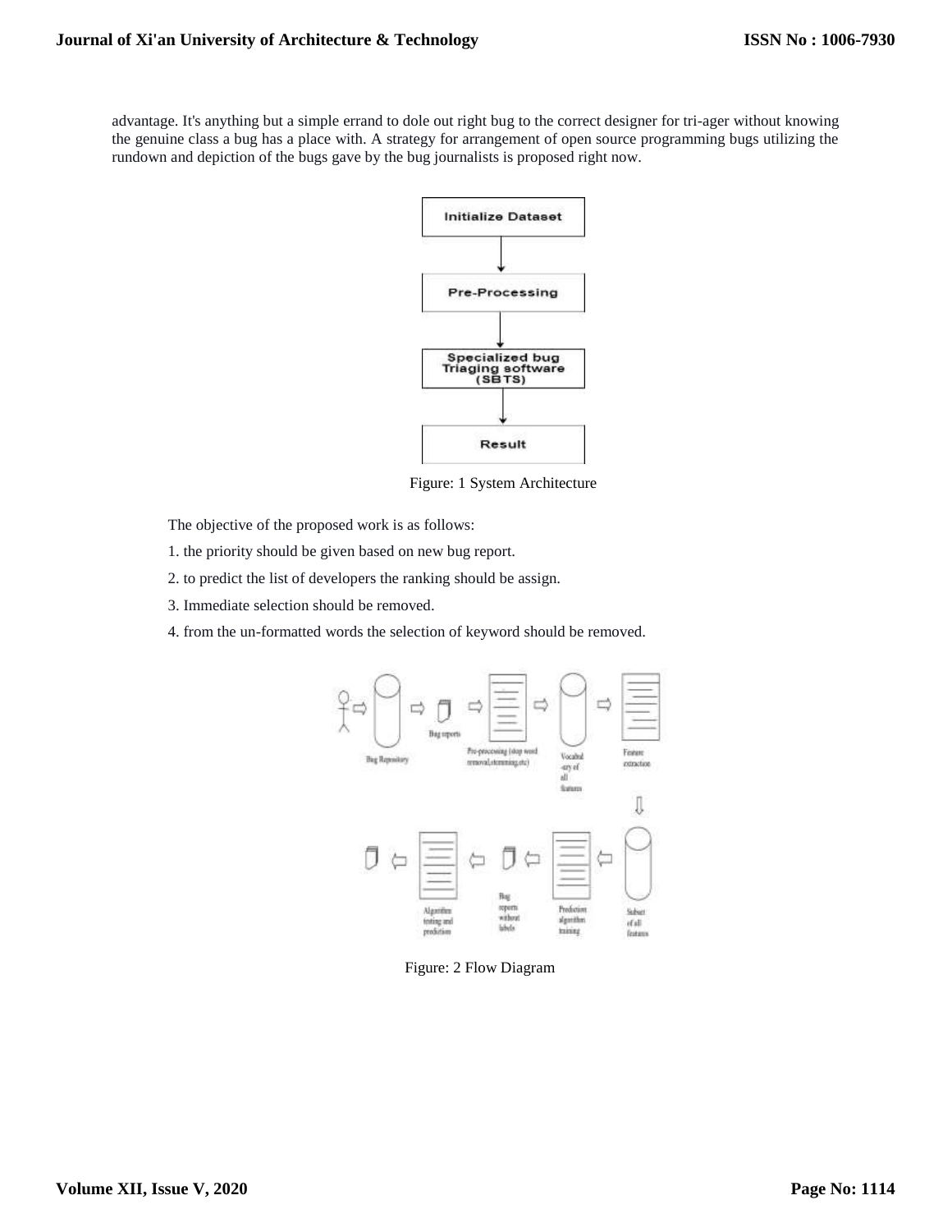advantage. It's anything but a simple errand to dole out right bug to the correct designer for tri-ager without knowing the genuine class a bug has a place with. A strategy for arrangement of open source programming bugs utilizing the rundown and depiction of the bugs gave by the bug journalists is proposed right now.

Figure: 1 System Architecture

The objective of the proposed work is as follows:

1. the priority should be given based on new bug report.
2. to predict the list of developers the ranking should be assign.
3. Immediate selection should be removed.
4. from the un-formatted words the selection of keyword should be removed.

Figure: 2 Flow Diagram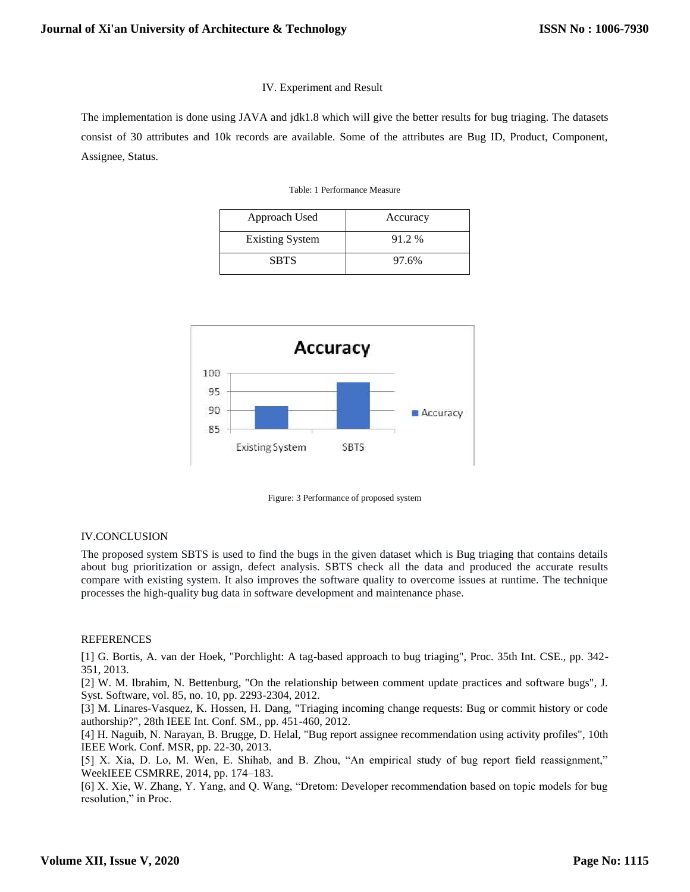## IV. Experiment and Result

The implementation is done using JAVA and jdk1.8 which will give the better results for bug triaging. The datasets consist of 30 attributes and 10k records are available. Some of the attributes are Bug ID, Product, Component, Assignee, Status.

Table: 1 Performance Measure

| Approach Used | Accuracy |
|---|---|
| Existing System | 91.2 % |
| SBTS | 97.6% |

Figure: 3 Performance of proposed system

## IV.CONCLUSION

The proposed system SBTS is used to find the bugs in the given dataset which is Bug triaging that contains details about bug prioritization or assign, defect analysis. SBTS check all the data and produced the accurate results compare with existing system. It also improves the software quality to overcome issues at runtime. The technique processes the high-quality bug data in software development and maintenance phase.

## REFERENCES

[1] G. Bortis, A. van der Hoek, "Porchlight: A tag-based approach to bug triaging", Proc. 35th Int. CSE., pp. 342-351, 2013.

[2] W. M. Ibrahim, N. Bettenburg, "On the relationship between comment update practices and software bugs", J. Syst. Software, vol. 85, no. 10, pp. 2293-2304, 2012.

[3] M. Linares-Vasquez, K. Hossen, H. Dang, "Triaging incoming change requests: Bug or commit history or code authorship?", 28th IEEE Int. Conf. SM., pp. 451-460, 2012.

[4] H. Naguib, N. Narayan, B. Brugge, D. Helal, "Bug report assignee recommendation using activity profiles", 10th IEEE Work. Conf. MSR, pp. 22-30, 2013.

[5] X. Xia, D. Lo, M. Wen, E. Shihab, and B. Zhou, "An empirical study of bug report field reassignment," WeekIEEE CSMRRE, 2014, pp. 174–183.

[6] X. Xie, W. Zhang, Y. Yang, and Q. Wang, "Dretom: Developer recommendation based on topic models for bug resolution," in Proc.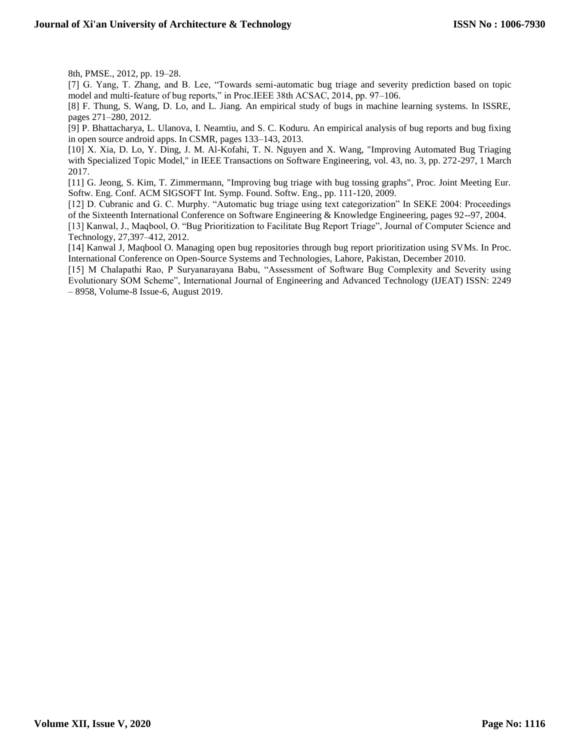8th, PMSE., 2012, pp. 19–28.

[7] G. Yang, T. Zhang, and B. Lee, "Towards semi-automatic bug triage and severity prediction based on topic model and multi-feature of bug reports," in Proc.IEEE 38th ACSAC, 2014, pp. 97–106.

[8] F. Thung, S. Wang, D. Lo, and L. Jiang. An empirical study of bugs in machine learning systems. In ISSRE, pages 271–280, 2012.

[9] P. Bhattacharya, L. Ulanova, I. Neamtiu, and S. C. Koduru. An empirical analysis of bug reports and bug fixing in open source android apps. In CSMR, pages 133–143, 2013.

[10] X. Xia, D. Lo, Y. Ding, J. M. Al-Kofahi, T. N. Nguyen and X. Wang, "Improving Automated Bug Triaging with Specialized Topic Model," in IEEE Transactions on Software Engineering, vol. 43, no. 3, pp. 272-297, 1 March 2017.

[11] G. Jeong, S. Kim, T. Zimmermann, "Improving bug triage with bug tossing graphs", Proc. Joint Meeting Eur. Softw. Eng. Conf. ACM SIGSOFT Int. Symp. Found. Softw. Eng., pp. 111-120, 2009.

[12] D. Cubranic and G. C. Murphy. "Automatic bug triage using text categorization" In SEKE 2004: Proceedings of the Sixteenth International Conference on Software Engineering & Knowledge Engineering, pages 92--97, 2004.

[13] Kanwal, J., Maqbool, O. "Bug Prioritization to Facilitate Bug Report Triage", Journal of Computer Science and Technology, 27,397–412, 2012.

[14] Kanwal J, Maqbool O. Managing open bug repositories through bug report prioritization using SVMs. In Proc. International Conference on Open-Source Systems and Technologies, Lahore, Pakistan, December 2010.

[15] M Chalapathi Rao, P Suryanarayana Babu, "Assessment of Software Bug Complexity and Severity using Evolutionary SOM Scheme", International Journal of Engineering and Advanced Technology (IJEAT) ISSN: 2249 – 8958, Volume-8 Issue-6, August 2019.